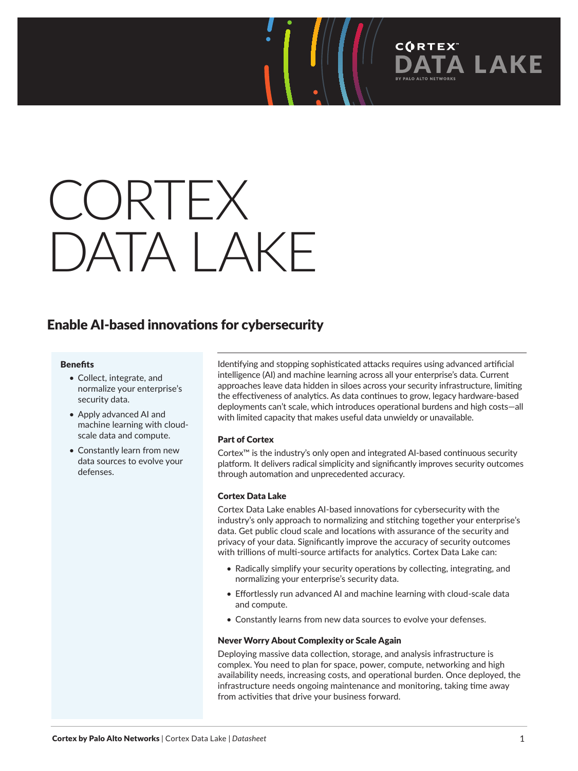# CORTEX DATA LAKE

## Enable AI-based innovations for cybersecurity

**Benefits**

- Collect, integrate, and normalize your enterprise's security data.
- Apply advanced AI and machine learning with cloud-scale data and compute.
- Constantly learn from new data sources to evolve your defenses.

Identifying and stopping sophisticated attacks requires using advanced artificial intelligence (AI) and machine learning across all your enterprise's data. Current approaches leave data hidden in siloes across your security infrastructure, limiting the effectiveness of analytics. As data continues to grow, legacy hardware-based deployments can't scale, which introduces operational burdens and high costs—all with limited capacity that makes useful data unwieldy or unavailable.

### Part of Cortex

Cortex™ is the industry's only open and integrated AI-based continuous security platform. It delivers radical simplicity and significantly improves security outcomes through automation and unprecedented accuracy.

### Cortex Data Lake

Cortex Data Lake enables AI-based innovations for cybersecurity with the industry's only approach to normalizing and stitching together your enterprise's data. Get public cloud scale and locations with assurance of the security and privacy of your data. Significantly improve the accuracy of security outcomes with trillions of multi-source artifacts for analytics. Cortex Data Lake can:

- Radically simplify your security operations by collecting, integrating, and normalizing your enterprise's security data.
- Effortlessly run advanced AI and machine learning with cloud-scale data and compute.
- Constantly learns from new data sources to evolve your defenses.

### Never Worry About Complexity or Scale Again

Deploying massive data collection, storage, and analysis infrastructure is complex. You need to plan for space, power, compute, networking and high availability needs, increasing costs, and operational burden. Once deployed, the infrastructure needs ongoing maintenance and monitoring, taking time away from activities that drive your business forward.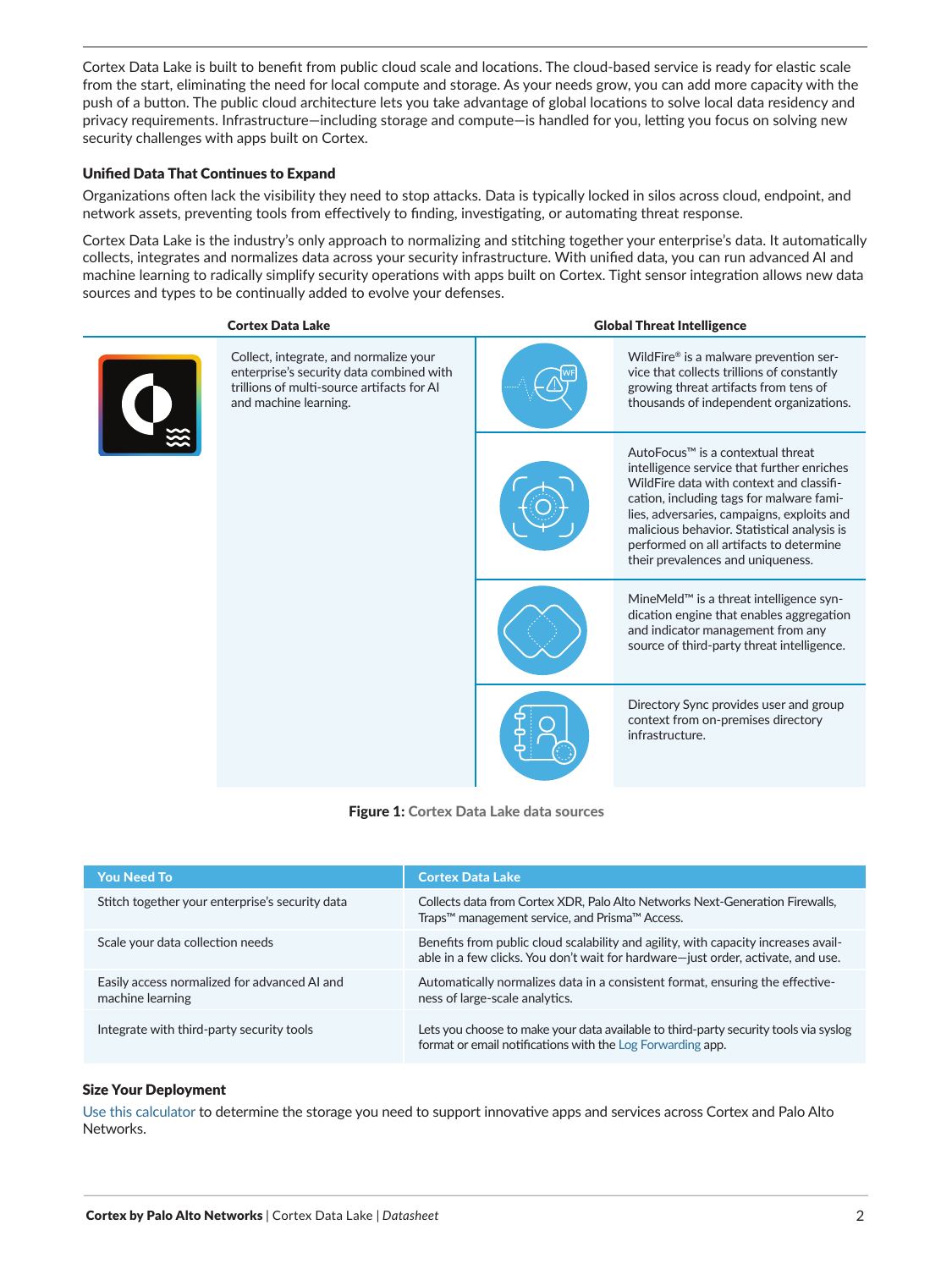Cortex Data Lake is built to benefit from public cloud scale and locations. The cloud-based service is ready for elastic scale from the start, eliminating the need for local compute and storage. As your needs grow, you can add more capacity with the push of a button. The public cloud architecture lets you take advantage of global locations to solve local data residency and privacy requirements. Infrastructure—including storage and compute—is handled for you, letting you focus on solving new security challenges with apps built on Cortex.

### Unified Data That Continues to Expand

Organizations often lack the visibility they need to stop attacks. Data is typically locked in silos across cloud, endpoint, and network assets, preventing tools from effectively to finding, investigating, or automating threat response.

Cortex Data Lake is the industry's only approach to normalizing and stitching together your enterprise's data. It automatically collects, integrates and normalizes data across your security infrastructure. With unified data, you can run advanced AI and machine learning to radically simplify security operations with apps built on Cortex. Tight sensor integration allows new data sources and types to be continually added to evolve your defenses.

| Cortex Data Lake | Global Threat Intelligence |
|---|---|
| Collect, integrate, and normalize your enterprise's security data combined with trillions of multi-source artifacts for AI and machine learning. | WildFire® is a malware prevention service that collects trillions of constantly growing threat artifacts from tens of thousands of independent organizations. |
| | AutoFocus™ is a contextual threat intelligence service that further enriches WildFire data with context and classification, including tags for malware families, adversaries, campaigns, exploits and malicious behavior. Statistical analysis is performed on all artifacts to determine their prevalences and uniqueness. |
| | MineMeld™ is a threat intelligence syndication engine that enables aggregation and indicator management from any source of third-party threat intelligence. |
| | Directory Sync provides user and group context from on-premises directory infrastructure. |

**Figure 1:** Cortex Data Lake data sources

| You Need To | Cortex Data Lake |
|---|---|
| Stitch together your enterprise's security data | Collects data from Cortex XDR, Palo Alto Networks Next-Generation Firewalls, Traps™ management service, and Prisma™ Access. |
| Scale your data collection needs | Benefits from public cloud scalability and agility, with capacity increases available in a few clicks. You don't wait for hardware—just order, activate, and use. |
| Easily access normalized for advanced AI and machine learning | Automatically normalizes data in a consistent format, ensuring the effectiveness of large-scale analytics. |
| Integrate with third-party security tools | Lets you choose to make your data available to third-party security tools via syslog format or email notifications with the Log Forwarding app. |

### Size Your Deployment

Use this calculator to determine the storage you need to support innovative apps and services across Cortex and Palo Alto Networks.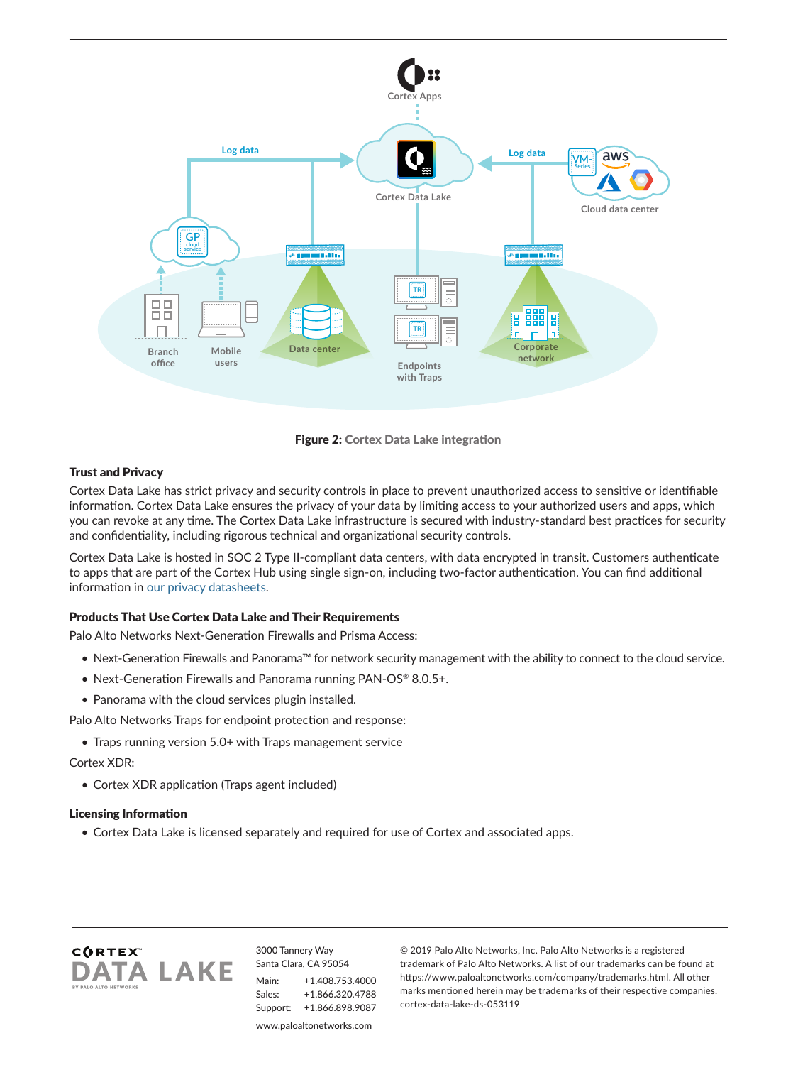Cortex Apps

Log data

Log data

Cortex Data Lake

Cloud data center

Branch office

Mobile users

Data center

Endpoints with Traps

Corporate network

**Figure 2:** Cortex Data Lake integration

### Trust and Privacy

Cortex Data Lake has strict privacy and security controls in place to prevent unauthorized access to sensitive or identifiable information. Cortex Data Lake ensures the privacy of your data by limiting access to your authorized users and apps, which you can revoke at any time. The Cortex Data Lake infrastructure is secured with industry-standard best practices for security and confidentiality, including rigorous technical and organizational security controls.

Cortex Data Lake is hosted in SOC 2 Type II-compliant data centers, with data encrypted in transit. Customers authenticate to apps that are part of the Cortex Hub using single sign-on, including two-factor authentication. You can find additional information in our privacy datasheets.

### Products That Use Cortex Data Lake and Their Requirements

Palo Alto Networks Next-Generation Firewalls and Prisma Access:

- Next-Generation Firewalls and Panorama™ for network security management with the ability to connect to the cloud service.
- Next-Generation Firewalls and Panorama running PAN-OS® 8.0.5+.
- Panorama with the cloud services plugin installed.

Palo Alto Networks Traps for endpoint protection and response:

- Traps running version 5.0+ with Traps management service

Cortex XDR:

- Cortex XDR application (Traps agent included)

### Licensing Information

- Cortex Data Lake is licensed separately and required for use of Cortex and associated apps.

CORTEX™ DATA LAKE BY PALO ALTO NETWORKS

3000 Tannery Way
Santa Clara, CA 95054

Main: +1.408.753.4000
Sales: +1.866.320.4788
Support: +1.866.898.9087

www.paloaltonetworks.com

© 2019 Palo Alto Networks, Inc. Palo Alto Networks is a registered trademark of Palo Alto Networks. A list of our trademarks can be found at https://www.paloaltonetworks.com/company/trademarks.html. All other marks mentioned herein may be trademarks of their respective companies. cortex-data-lake-ds-053119